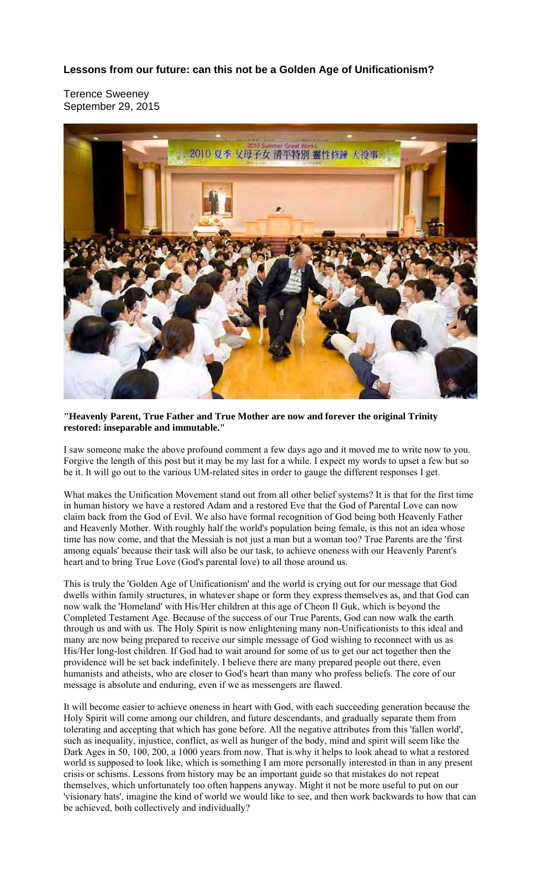**Lessons from our future: can this not be a Golden Age of Unificationism?**

Terence Sweeney
September 29, 2015

**"Heavenly Parent, True Father and True Mother are now and forever the original Trinity restored: inseparable and immutable."**

I saw someone make the above profound comment a few days ago and it moved me to write now to you. Forgive the length of this post but it may be my last for a while. I expect my words to upset a few but so be it. It will go out to the various UM-related sites in order to gauge the different responses I get.

What makes the Unification Movement stand out from all other belief systems? It is that for the first time in human history we have a restored Adam and a restored Eve that the God of Parental Love can now claim back from the God of Evil. We also have formal recognition of God being both Heavenly Father and Heavenly Mother. With roughly half the world's population being female, is this not an idea whose time has now come, and that the Messiah is not just a man but a woman too? True Parents are the 'first among equals' because their task will also be our task, to achieve oneness with our Heavenly Parent's heart and to bring True Love (God's parental love) to all those around us.

This is truly the 'Golden Age of Unificationism' and the world is crying out for our message that God dwells within family structures, in whatever shape or form they express themselves as, and that God can now walk the 'Homeland' with His/Her children at this age of Cheon Il Guk, which is beyond the Completed Testament Age. Because of the success of our True Parents, God can now walk the earth through us and with us. The Holy Spirit is now enlightening many non-Unificationists to this ideal and many are now being prepared to receive our simple message of God wishing to reconnect with us as His/Her long-lost children. If God had to wait around for some of us to get our act together then the providence will be set back indefinitely. I believe there are many prepared people out there, even humanists and atheists, who are closer to God's heart than many who profess beliefs. The core of our message is absolute and enduring, even if we as messengers are flawed.

It will become easier to achieve oneness in heart with God, with each succeeding generation because the Holy Spirit will come among our children, and future descendants, and gradually separate them from tolerating and accepting that which has gone before. All the negative attributes from this 'fallen world', such as inequality, injustice, conflict, as well as hunger of the body, mind and spirit will seem like the Dark Ages in 50, 100, 200, a 1000 years from now. That is why it helps to look ahead to what a restored world is supposed to look like, which is something I am more personally interested in than in any present crisis or schisms. Lessons from history may be an important guide so that mistakes do not repeat themselves, which unfortunately too often happens anyway. Might it not be more useful to put on our 'visionary hats', imagine the kind of world we would like to see, and then work backwards to how that can be achieved, both collectively and individually?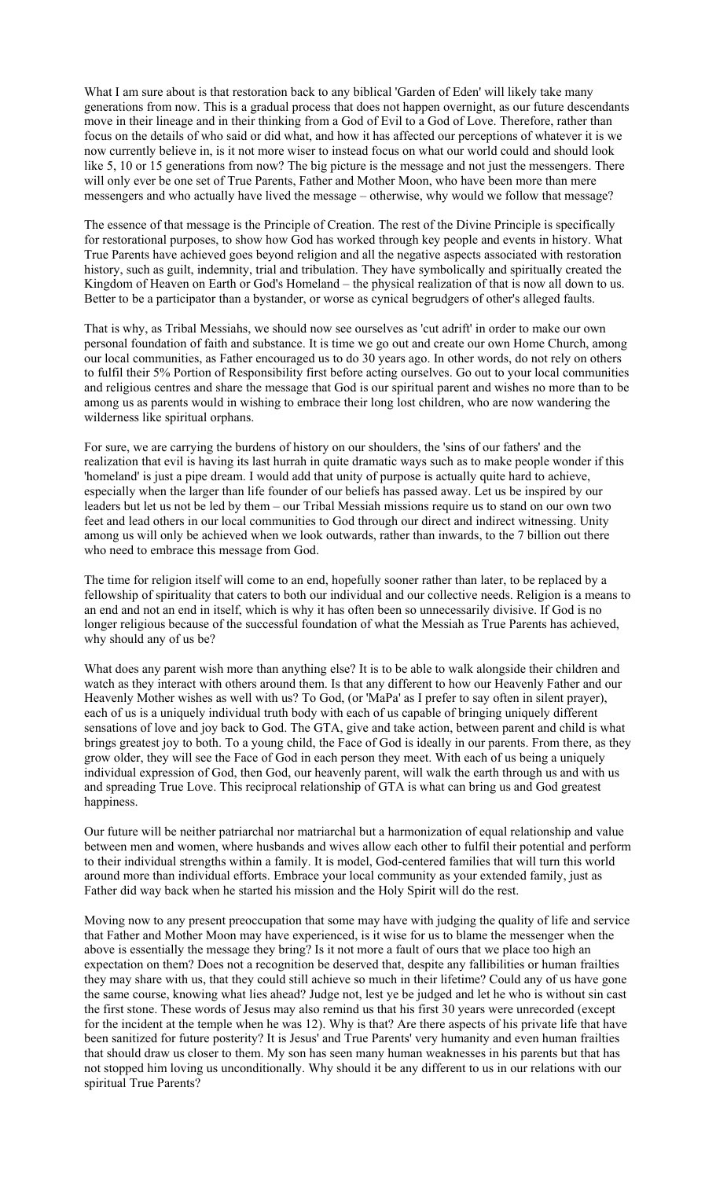What I am sure about is that restoration back to any biblical 'Garden of Eden' will likely take many generations from now. This is a gradual process that does not happen overnight, as our future descendants move in their lineage and in their thinking from a God of Evil to a God of Love. Therefore, rather than focus on the details of who said or did what, and how it has affected our perceptions of whatever it is we now currently believe in, is it not more wiser to instead focus on what our world could and should look like 5, 10 or 15 generations from now? The big picture is the message and not just the messengers. There will only ever be one set of True Parents, Father and Mother Moon, who have been more than mere messengers and who actually have lived the message – otherwise, why would we follow that message?

The essence of that message is the Principle of Creation. The rest of the Divine Principle is specifically for restorational purposes, to show how God has worked through key people and events in history. What True Parents have achieved goes beyond religion and all the negative aspects associated with restoration history, such as guilt, indemnity, trial and tribulation. They have symbolically and spiritually created the Kingdom of Heaven on Earth or God's Homeland – the physical realization of that is now all down to us. Better to be a participator than a bystander, or worse as cynical begrudgers of other's alleged faults.

That is why, as Tribal Messiahs, we should now see ourselves as 'cut adrift' in order to make our own personal foundation of faith and substance. It is time we go out and create our own Home Church, among our local communities, as Father encouraged us to do 30 years ago. In other words, do not rely on others to fulfil their 5% Portion of Responsibility first before acting ourselves. Go out to your local communities and religious centres and share the message that God is our spiritual parent and wishes no more than to be among us as parents would in wishing to embrace their long lost children, who are now wandering the wilderness like spiritual orphans.

For sure, we are carrying the burdens of history on our shoulders, the 'sins of our fathers' and the realization that evil is having its last hurrah in quite dramatic ways such as to make people wonder if this 'homeland' is just a pipe dream. I would add that unity of purpose is actually quite hard to achieve, especially when the larger than life founder of our beliefs has passed away. Let us be inspired by our leaders but let us not be led by them – our Tribal Messiah missions require us to stand on our own two feet and lead others in our local communities to God through our direct and indirect witnessing. Unity among us will only be achieved when we look outwards, rather than inwards, to the 7 billion out there who need to embrace this message from God.

The time for religion itself will come to an end, hopefully sooner rather than later, to be replaced by a fellowship of spirituality that caters to both our individual and our collective needs. Religion is a means to an end and not an end in itself, which is why it has often been so unnecessarily divisive. If God is no longer religious because of the successful foundation of what the Messiah as True Parents has achieved, why should any of us be?

What does any parent wish more than anything else? It is to be able to walk alongside their children and watch as they interact with others around them. Is that any different to how our Heavenly Father and our Heavenly Mother wishes as well with us? To God, (or 'MaPa' as I prefer to say often in silent prayer), each of us is a uniquely individual truth body with each of us capable of bringing uniquely different sensations of love and joy back to God. The GTA, give and take action, between parent and child is what brings greatest joy to both. To a young child, the Face of God is ideally in our parents. From there, as they grow older, they will see the Face of God in each person they meet. With each of us being a uniquely individual expression of God, then God, our heavenly parent, will walk the earth through us and with us and spreading True Love. This reciprocal relationship of GTA is what can bring us and God greatest happiness.

Our future will be neither patriarchal nor matriarchal but a harmonization of equal relationship and value between men and women, where husbands and wives allow each other to fulfil their potential and perform to their individual strengths within a family. It is model, God-centered families that will turn this world around more than individual efforts. Embrace your local community as your extended family, just as Father did way back when he started his mission and the Holy Spirit will do the rest.

Moving now to any present preoccupation that some may have with judging the quality of life and service that Father and Mother Moon may have experienced, is it wise for us to blame the messenger when the above is essentially the message they bring? Is it not more a fault of ours that we place too high an expectation on them? Does not a recognition be deserved that, despite any fallibilities or human frailties they may share with us, that they could still achieve so much in their lifetime? Could any of us have gone the same course, knowing what lies ahead? Judge not, lest ye be judged and let he who is without sin cast the first stone. These words of Jesus may also remind us that his first 30 years were unrecorded (except for the incident at the temple when he was 12). Why is that? Are there aspects of his private life that have been sanitized for future posterity? It is Jesus' and True Parents' very humanity and even human frailties that should draw us closer to them. My son has seen many human weaknesses in his parents but that has not stopped him loving us unconditionally. Why should it be any different to us in our relations with our spiritual True Parents?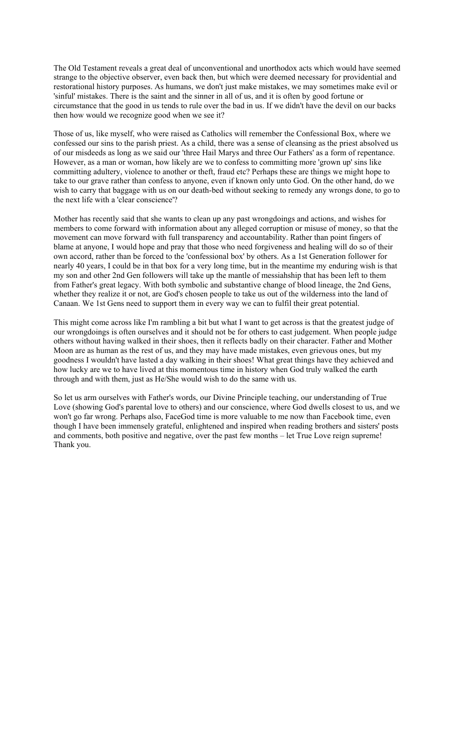The Old Testament reveals a great deal of unconventional and unorthodox acts which would have seemed strange to the objective observer, even back then, but which were deemed necessary for providential and restorational history purposes. As humans, we don't just make mistakes, we may sometimes make evil or 'sinful' mistakes. There is the saint and the sinner in all of us, and it is often by good fortune or circumstance that the good in us tends to rule over the bad in us. If we didn't have the devil on our backs then how would we recognize good when we see it?

Those of us, like myself, who were raised as Catholics will remember the Confessional Box, where we confessed our sins to the parish priest. As a child, there was a sense of cleansing as the priest absolved us of our misdeeds as long as we said our 'three Hail Marys and three Our Fathers' as a form of repentance. However, as a man or woman, how likely are we to confess to committing more 'grown up' sins like committing adultery, violence to another or theft, fraud etc? Perhaps these are things we might hope to take to our grave rather than confess to anyone, even if known only unto God. On the other hand, do we wish to carry that baggage with us on our death-bed without seeking to remedy any wrongs done, to go to the next life with a 'clear conscience'?

Mother has recently said that she wants to clean up any past wrongdoings and actions, and wishes for members to come forward with information about any alleged corruption or misuse of money, so that the movement can move forward with full transparency and accountability. Rather than point fingers of blame at anyone, I would hope and pray that those who need forgiveness and healing will do so of their own accord, rather than be forced to the 'confessional box' by others. As a 1st Generation follower for nearly 40 years, I could be in that box for a very long time, but in the meantime my enduring wish is that my son and other 2nd Gen followers will take up the mantle of messiahship that has been left to them from Father's great legacy. With both symbolic and substantive change of blood lineage, the 2nd Gens, whether they realize it or not, are God's chosen people to take us out of the wilderness into the land of Canaan. We 1st Gens need to support them in every way we can to fulfil their great potential.

This might come across like I'm rambling a bit but what I want to get across is that the greatest judge of our wrongdoings is often ourselves and it should not be for others to cast judgement. When people judge others without having walked in their shoes, then it reflects badly on their character. Father and Mother Moon are as human as the rest of us, and they may have made mistakes, even grievous ones, but my goodness I wouldn't have lasted a day walking in their shoes! What great things have they achieved and how lucky are we to have lived at this momentous time in history when God truly walked the earth through and with them, just as He/She would wish to do the same with us.

So let us arm ourselves with Father's words, our Divine Principle teaching, our understanding of True Love (showing God's parental love to others) and our conscience, where God dwells closest to us, and we won't go far wrong. Perhaps also, FaceGod time is more valuable to me now than Facebook time, even though I have been immensely grateful, enlightened and inspired when reading brothers and sisters' posts and comments, both positive and negative, over the past few months – let True Love reign supreme! Thank you.